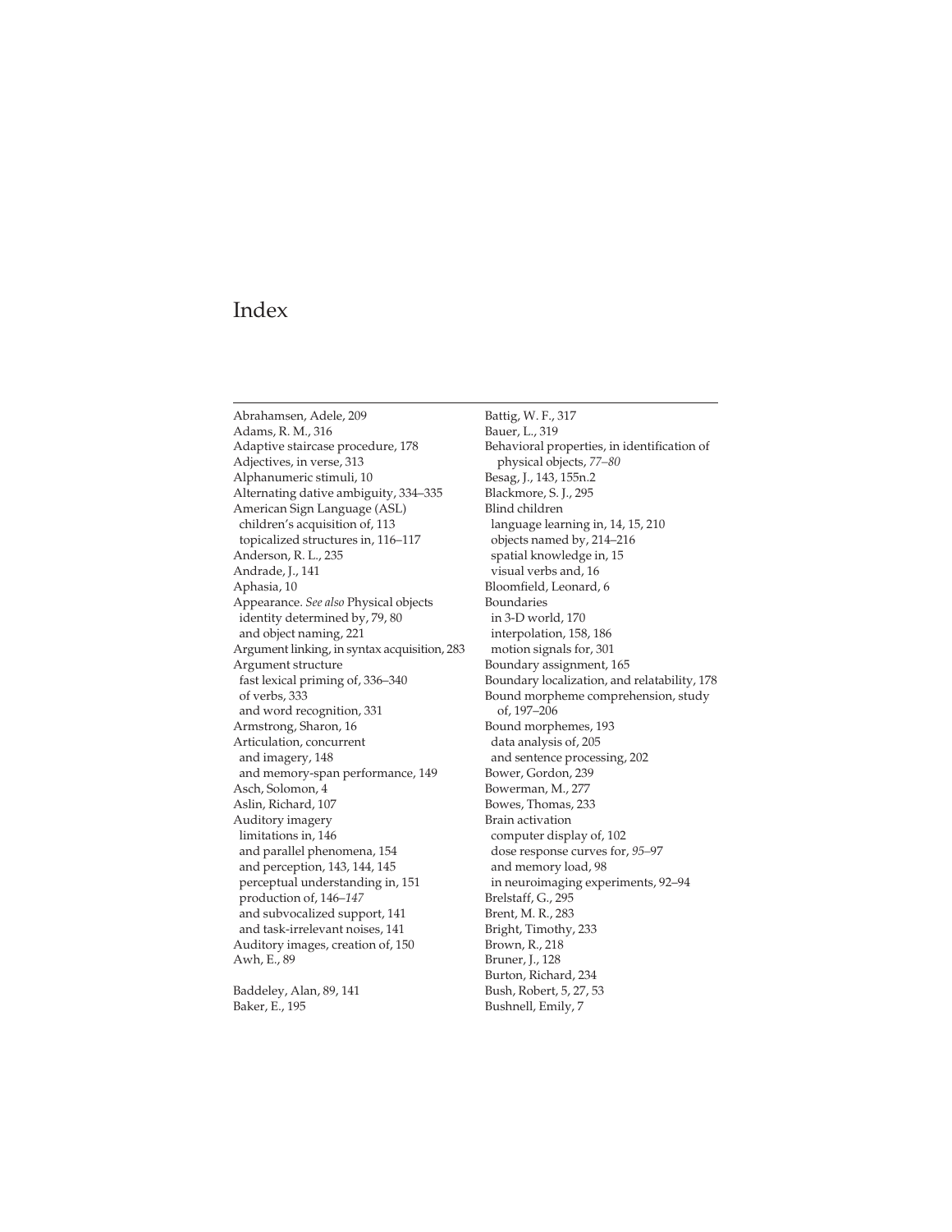# Index

Abrahamsen, Adele, 209
Adams, R. M., 316
Adaptive staircase procedure, 178
Adjectives, in verse, 313
Alphanumeric stimuli, 10
Alternating dative ambiguity, 334–335
American Sign Language (ASL)
 children's acquisition of, 113
 topicalized structures in, 116–117
Anderson, R. L., 235
Andrade, J., 141
Aphasia, 10
Appearance. *See also* Physical objects
 identity determined by, 79, 80
 and object naming, 221
Argument linking, in syntax acquisition, 283
Argument structure
 fast lexical priming of, 336–340
 of verbs, 333
 and word recognition, 331
Armstrong, Sharon, 16
Articulation, concurrent
 and imagery, 148
 and memory-span performance, 149
Asch, Solomon, 4
Aslin, Richard, 107
Auditory imagery
 limitations in, 146
 and parallel phenomena, 154
 and perception, 143, 144, 145
 perceptual understanding in, 151
 production of, 146–*147*
 and subvocalized support, 141
 and task-irrelevant noises, 141
Auditory images, creation of, 150
Awh, E., 89

Baddeley, Alan, 89, 141
Baker, E., 195
Battig, W. F., 317
Bauer, L., 319
Behavioral properties, in identification of physical objects, *77–80*
Besag, J., 143, 155n.2
Blackmore, S. J., 295
Blind children
 language learning in, 14, 15, 210
 objects named by, 214–216
 spatial knowledge in, 15
 visual verbs and, 16
Bloomfield, Leonard, 6
Boundaries
 in 3-D world, 170
 interpolation, 158, 186
 motion signals for, 301
Boundary assignment, 165
Boundary localization, and relatability, 178
Bound morpheme comprehension, study of, 197–206
Bound morphemes, 193
 data analysis of, 205
 and sentence processing, 202
Bower, Gordon, 239
Bowerman, M., 277
Bowes, Thomas, 233
Brain activation
 computer display of, 102
 dose response curves for, *95*–97
 and memory load, 98
 in neuroimaging experiments, 92–94
Brelstaff, G., 295
Brent, M. R., 283
Bright, Timothy, 233
Brown, R., 218
Bruner, J., 128
Burton, Richard, 234
Bush, Robert, 5, 27, 53
Bushnell, Emily, 7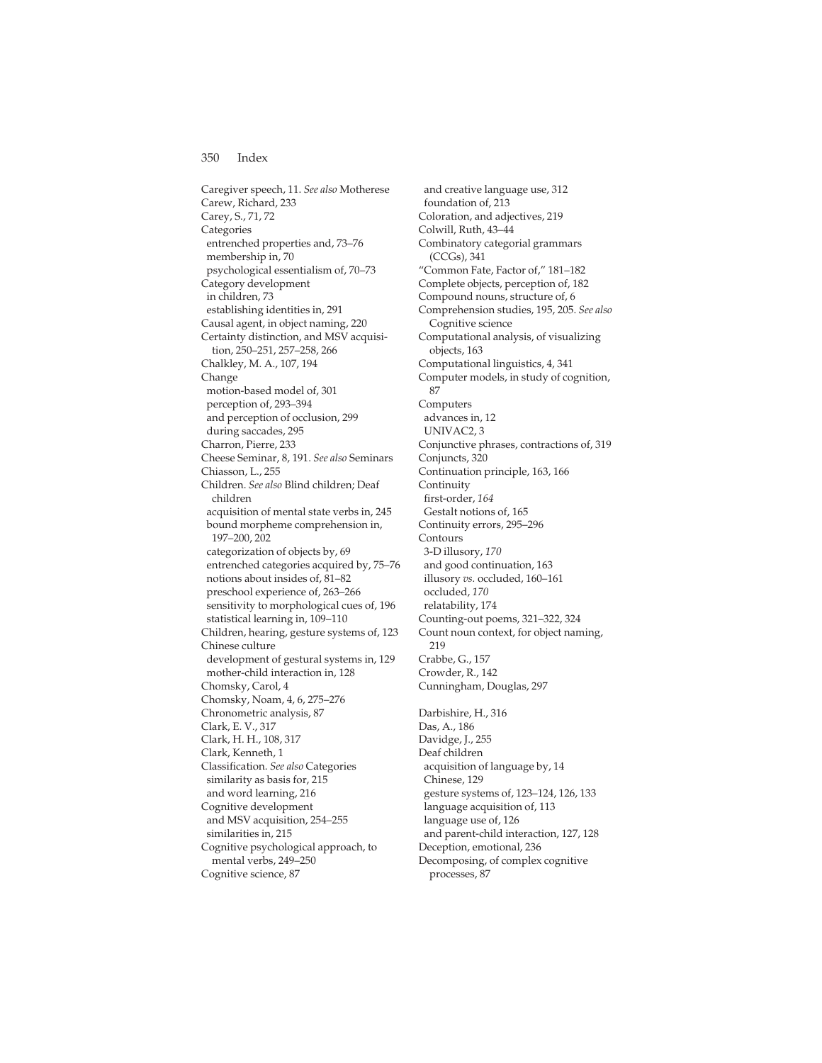Caregiver speech, 11. *See also* Motherese
Carew, Richard, 233
Carey, S., 71, 72
Categories
  entrenched properties and, 73–76
  membership in, 70
  psychological essentialism of, 70–73
Category development
  in children, 73
  establishing identities in, 291
Causal agent, in object naming, 220
Certainty distinction, and MSV acquisition, 250–251, 257–258, 266
Chalkley, M. A., 107, 194
Change
  motion-based model of, 301
  perception of, 293–394
  and perception of occlusion, 299
  during saccades, 295
Charron, Pierre, 233
Cheese Seminar, 8, 191. *See also* Seminars
Chiasson, L., 255
Children. *See also* Blind children; Deaf children
  acquisition of mental state verbs in, 245
  bound morpheme comprehension in, 197–200, 202
  categorization of objects by, 69
  entrenched categories acquired by, 75–76
  notions about insides of, 81–82
  preschool experience of, 263–266
  sensitivity to morphological cues of, 196
  statistical learning in, 109–110
Children, hearing, gesture systems of, 123
Chinese culture
  development of gestural systems in, 129
  mother-child interaction in, 128
Chomsky, Carol, 4
Chomsky, Noam, 4, 6, 275–276
Chronometric analysis, 87
Clark, E. V., 317
Clark, H. H., 108, 317
Clark, Kenneth, 1
Classification. *See also* Categories
  similarity as basis for, 215
  and word learning, 216
Cognitive development
  and MSV acquisition, 254–255
  similarities in, 215
Cognitive psychological approach, to mental verbs, 249–250
Cognitive science, 87
  and creative language use, 312
  foundation of, 213
Coloration, and adjectives, 219
Colwill, Ruth, 43–44
Combinatory categorial grammars (CCGs), 341
"Common Fate, Factor of," 181–182
Complete objects, perception of, 182
Compound nouns, structure of, 6
Comprehension studies, 195, 205. *See also* Cognitive science
Computational analysis, of visualizing objects, 163
Computational linguistics, 4, 341
Computer models, in study of cognition, 87
Computers
  advances in, 12
  UNIVAC2, 3
Conjunctive phrases, contractions of, 319
Conjuncts, 320
Continuation principle, 163, 166
Continuity
  first-order, *164*
  Gestalt notions of, 165
Continuity errors, 295–296
Contours
  3-D illusory, *170*
  and good continuation, 163
  illusory *vs.* occluded, 160–161
  occluded, *170*
  relatability, 174
Counting-out poems, 321–322, 324
Count noun context, for object naming, 219
Crabbe, G., 157
Crowder, R., 142
Cunningham, Douglas, 297

Darbishire, H., 316
Das, A., 186
Davidge, J., 255
Deaf children
  acquisition of language by, 14
  Chinese, 129
  gesture systems of, 123–124, 126, 133
  language acquisition of, 113
  language use of, 126
  and parent-child interaction, 127, 128
Deception, emotional, 236
Decomposing, of complex cognitive processes, 87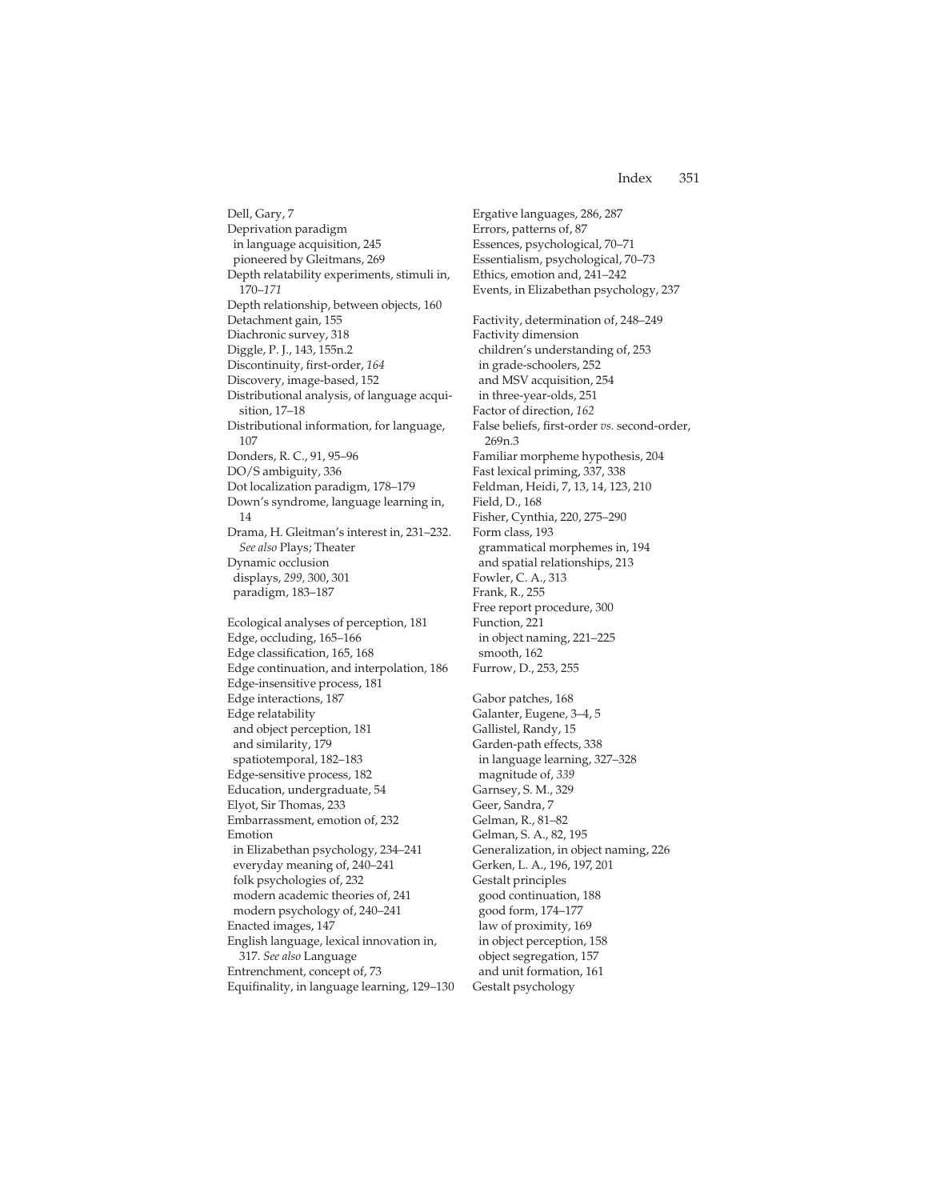Dell, Gary, 7
Deprivation paradigm
 in language acquisition, 245
 pioneered by Gleitmans, 269
Depth relatability experiments, stimuli in, 170–*171*
Depth relationship, between objects, 160
Detachment gain, 155
Diachronic survey, 318
Diggle, P. J., 143, 155n.2
Discontinuity, first-order, *164*
Discovery, image-based, 152
Distributional analysis, of language acquisition, 17–18
Distributional information, for language, 107
Donders, R. C., 91, 95–96
DO/S ambiguity, 336
Dot localization paradigm, 178–179
Down's syndrome, language learning in, 14
Drama, H. Gleitman's interest in, 231–232. *See also* Plays; Theater
Dynamic occlusion
 displays, *299,* 300, 301
 paradigm, 183–187

Ecological analyses of perception, 181
Edge, occluding, 165–166
Edge classification, 165, 168
Edge continuation, and interpolation, 186
Edge-insensitive process, 181
Edge interactions, 187
Edge relatability
 and object perception, 181
 and similarity, 179
 spatiotemporal, 182–183
Edge-sensitive process, 182
Education, undergraduate, 54
Elyot, Sir Thomas, 233
Embarrassment, emotion of, 232
Emotion
 in Elizabethan psychology, 234–241
 everyday meaning of, 240–241
 folk psychologies of, 232
 modern academic theories of, 241
 modern psychology of, 240–241
Enacted images, 147
English language, lexical innovation in, 317. *See also* Language
Entrenchment, concept of, 73
Equifinality, in language learning, 129–130
Ergative languages, 286, 287
Errors, patterns of, 87
Essences, psychological, 70–71
Essentialism, psychological, 70–73
Ethics, emotion and, 241–242
Events, in Elizabethan psychology, 237

Factivity, determination of, 248–249
Factivity dimension
 children's understanding of, 253
 in grade-schoolers, 252
 and MSV acquisition, 254
 in three-year-olds, 251
Factor of direction, *162*
False beliefs, first-order *vs.* second-order, 269n.3
Familiar morpheme hypothesis, 204
Fast lexical priming, 337, 338
Feldman, Heidi, 7, 13, 14, 123, 210
Field, D., 168
Fisher, Cynthia, 220, 275–290
Form class, 193
 grammatical morphemes in, 194
 and spatial relationships, 213
Fowler, C. A., 313
Frank, R., 255
Free report procedure, 300
Function, 221
 in object naming, 221–225
 smooth, 162
Furrow, D., 253, 255

Gabor patches, 168
Galanter, Eugene, 3–4, 5
Gallistel, Randy, 15
Garden-path effects, 338
 in language learning, 327–328
 magnitude of, *339*
Garnsey, S. M., 329
Geer, Sandra, 7
Gelman, R., 81–82
Gelman, S. A., 82, 195
Generalization, in object naming, 226
Gerken, L. A., 196, 197, 201
Gestalt principles
 good continuation, 188
 good form, 174–177
 law of proximity, 169
 in object perception, 158
 object segregation, 157
 and unit formation, 161
Gestalt psychology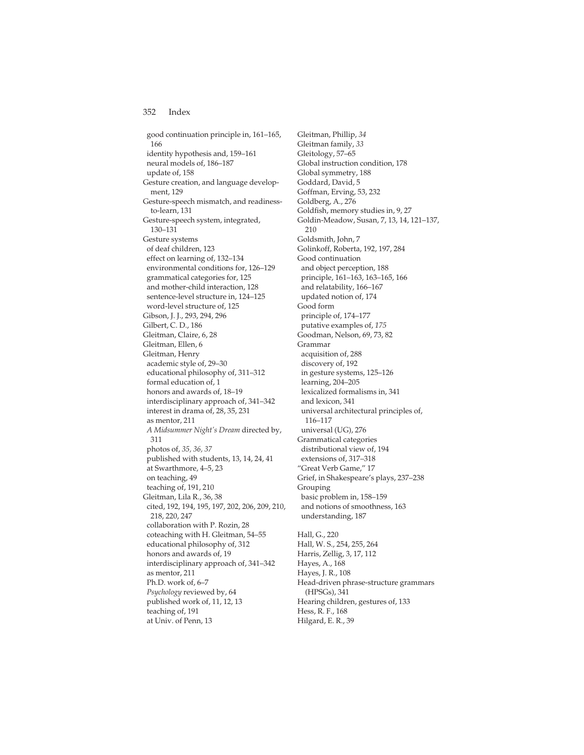good continuation principle in, 161–165, 166
  identity hypothesis and, 159–161
  neural models of, 186–187
  update of, 158
Gesture creation, and language development, 129
Gesture-speech mismatch, and readiness-to-learn, 131
Gesture-speech system, integrated, 130–131
Gesture systems
  of deaf children, 123
  effect on learning of, 132–134
  environmental conditions for, 126–129
  grammatical categories for, 125
  and mother-child interaction, 128
  sentence-level structure in, 124–125
  word-level structure of, 125
Gibson, J. J., 293, 294, 296
Gilbert, C. D., 186
Gleitman, Claire, 6, 28
Gleitman, Ellen, 6
Gleitman, Henry
  academic style of, 29–30
  educational philosophy of, 311–312
  formal education of, 1
  honors and awards of, 18–19
  interdisciplinary approach of, 341–342
  interest in drama of, 28, 35, 231
  as mentor, 211
  *A Midsummer Night's Dream* directed by, 311
  photos of, *35, 36, 37*
  published with students, 13, 14, 24, 41
  at Swarthmore, 4–5, 23
  on teaching, 49
  teaching of, 191, 210
Gleitman, Lila R., 36, 38
  cited, 192, 194, 195, 197, 202, 206, 209, 210, 218, 220, 247
  collaboration with P. Rozin, 28
  coteaching with H. Gleitman, 54–55
  educational philosophy of, 312
  honors and awards of, 19
  interdisciplinary approach of, 341–342
  as mentor, 211
  Ph.D. work of, 6–7
  *Psychology* reviewed by, 64
  published work of, 11, 12, 13
  teaching of, 191
  at Univ. of Penn, 13
Gleitman, Phillip, *34*
Gleitman family, *33*
Gleitology, 57–65
Global instruction condition, 178
Global symmetry, 188
Goddard, David, 5
Goffman, Erving, 53, 232
Goldberg, A., 276
Goldfish, memory studies in, 9, 27
Goldin-Meadow, Susan, 7, 13, 14, 121–137, 210
Goldsmith, John, 7
Golinkoff, Roberta, 192, 197, 284
Good continuation
  and object perception, 188
  principle, 161–163, 163–165, 166
  and relatability, 166–167
  updated notion of, 174
Good form
  principle of, 174–177
  putative examples of, *175*
Goodman, Nelson, 69, 73, 82
Grammar
  acquisition of, 288
  discovery of, 192
  in gesture systems, 125–126
  learning, 204–205
  lexicalized formalisms in, 341
  and lexicon, 341
  universal architectural principles of, 116–117
  universal (UG), 276
Grammatical categories
  distributional view of, 194
  extensions of, 317–318
"Great Verb Game," 17
Grief, in Shakespeare's plays, 237–238
Grouping
  basic problem in, 158–159
  and notions of smoothness, 163
  understanding, 187

Hall, G., 220
Hall, W. S., 254, 255, 264
Harris, Zellig, 3, 17, 112
Hayes, A., 168
Hayes, J. R., 108
Head-driven phrase-structure grammars (HPSGs), 341
Hearing children, gestures of, 133
Hess, R. F., 168
Hilgard, E. R., 39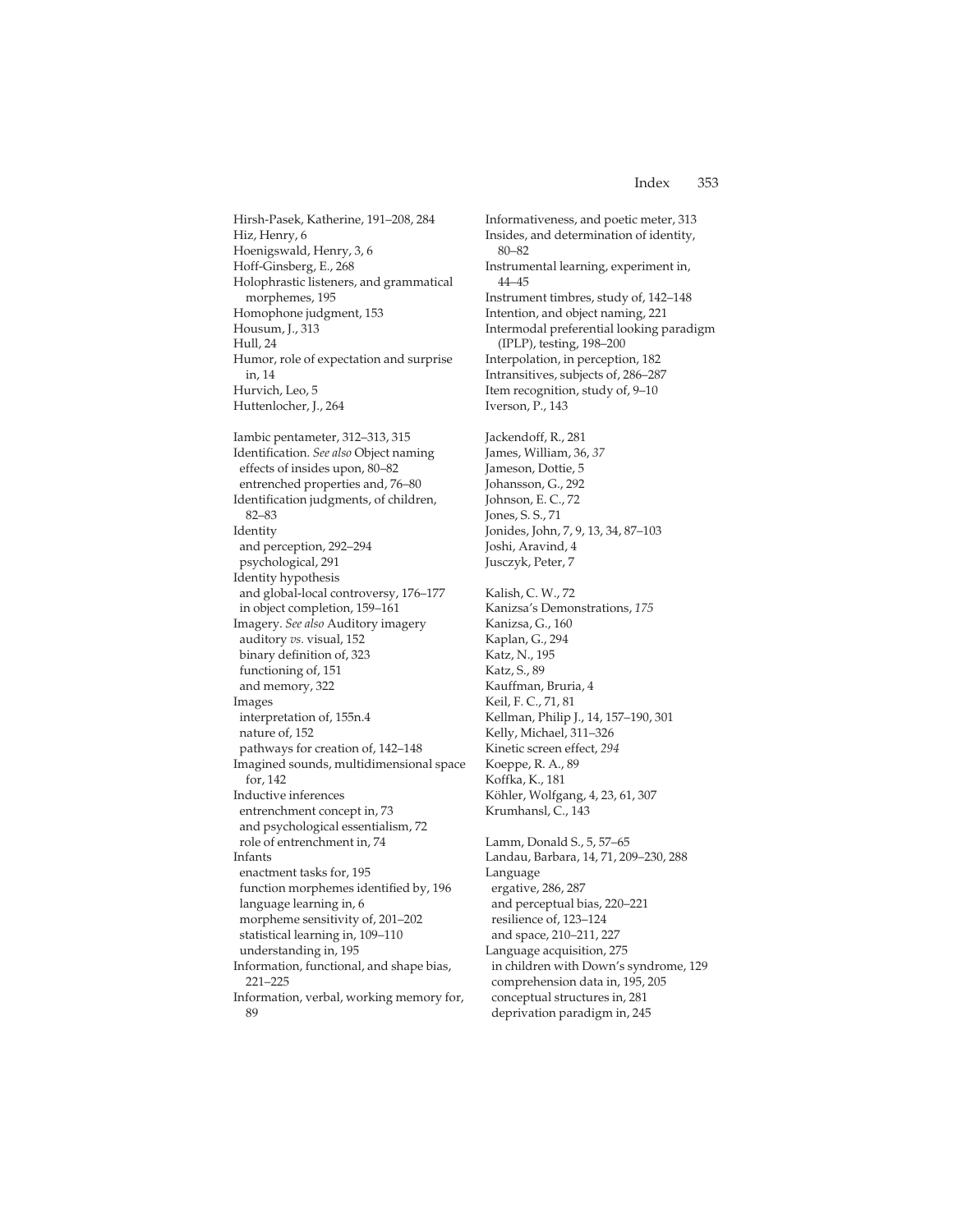Hirsh-Pasek, Katherine, 191–208, 284
Hiz, Henry, 6
Hoenigswald, Henry, 3, 6
Hoff-Ginsberg, E., 268
Holophrastic listeners, and grammatical morphemes, 195
Homophone judgment, 153
Housum, J., 313
Hull, 24
Humor, role of expectation and surprise in, 14
Hurvich, Leo, 5
Huttenlocher, J., 264

Iambic pentameter, 312–313, 315
Identification. *See also* Object naming
 effects of insides upon, 80–82
 entrenched properties and, 76–80
Identification judgments, of children, 82–83
Identity
 and perception, 292–294
 psychological, 291
Identity hypothesis
 and global-local controversy, 176–177
 in object completion, 159–161
Imagery. *See also* Auditory imagery
 auditory *vs.* visual, 152
 binary definition of, 323
 functioning of, 151
 and memory, 322
Images
 interpretation of, 155n.4
 nature of, 152
 pathways for creation of, 142–148
Imagined sounds, multidimensional space for, 142
Inductive inferences
 entrenchment concept in, 73
 and psychological essentialism, 72
 role of entrenchment in, 74
Infants
 enactment tasks for, 195
 function morphemes identified by, 196
 language learning in, 6
 morpheme sensitivity of, 201–202
 statistical learning in, 109–110
 understanding in, 195
Information, functional, and shape bias, 221–225
Information, verbal, working memory for, 89
Informativeness, and poetic meter, 313
Insides, and determination of identity, 80–82
Instrumental learning, experiment in, 44–45
Instrument timbres, study of, 142–148
Intention, and object naming, 221
Intermodal preferential looking paradigm (IPLP), testing, 198–200
Interpolation, in perception, 182
Intransitives, subjects of, 286–287
Item recognition, study of, 9–10
Iverson, P., 143

Jackendoff, R., 281
James, William, 36, *37*
Jameson, Dottie, 5
Johansson, G., 292
Johnson, E. C., 72
Jones, S. S., 71
Jonides, John, 7, 9, 13, 34, 87–103
Joshi, Aravind, 4
Jusczyk, Peter, 7

Kalish, C. W., 72
Kanizsa's Demonstrations, *175*
Kanizsa, G., 160
Kaplan, G., 294
Katz, N., 195
Katz, S., 89
Kauffman, Bruria, 4
Keil, F. C., 71, 81
Kellman, Philip J., 14, 157–190, 301
Kelly, Michael, 311–326
Kinetic screen effect, *294*
Koeppe, R. A., 89
Koffka, K., 181
Köhler, Wolfgang, 4, 23, 61, 307
Krumhansl, C., 143

Lamm, Donald S., 5, 57–65
Landau, Barbara, 14, 71, 209–230, 288
Language
 ergative, 286, 287
 and perceptual bias, 220–221
 resilience of, 123–124
 and space, 210–211, 227
Language acquisition, 275
 in children with Down's syndrome, 129
 comprehension data in, 195, 205
 conceptual structures in, 281
 deprivation paradigm in, 245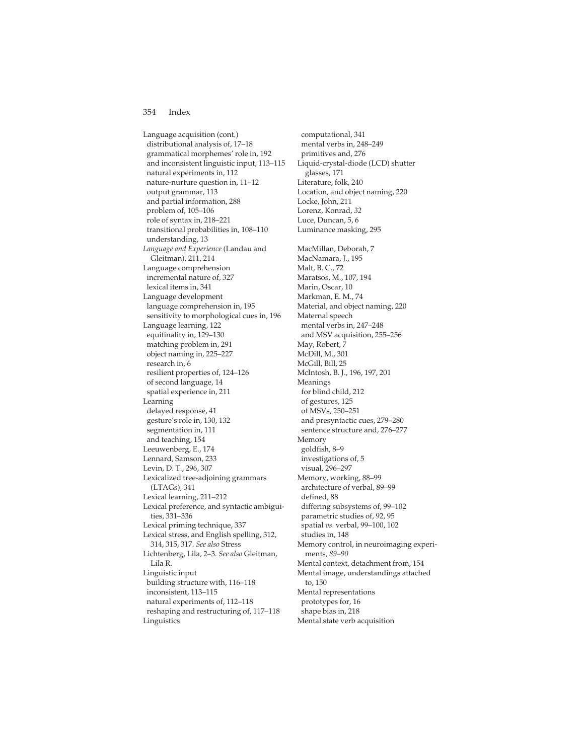Language acquisition (cont.)
  distributional analysis of, 17–18
  grammatical morphemes' role in, 192
  and inconsistent linguistic input, 113–115
  natural experiments in, 112
  nature-nurture question in, 11–12
  output grammar, 113
  and partial information, 288
  problem of, 105–106
  role of syntax in, 218–221
  transitional probabilities in, 108–110
  understanding, 13
*Language and Experience* (Landau and Gleitman), 211, 214
Language comprehension
  incremental nature of, 327
  lexical items in, 341
Language development
  language comprehension in, 195
  sensitivity to morphological cues in, 196
Language learning, 122
  equifinality in, 129–130
  matching problem in, 291
  object naming in, 225–227
  research in, 6
  resilient properties of, 124–126
  of second language, 14
  spatial experience in, 211
Learning
  delayed response, 41
  gesture's role in, 130, 132
  segmentation in, 111
  and teaching, 154
Leeuwenberg, E., 174
Lennard, Samson, 233
Levin, D. T., 296, 307
Lexicalized tree-adjoining grammars (LTAGs), 341
Lexical learning, 211–212
Lexical preference, and syntactic ambiguities, 331–336
Lexical priming technique, 337
Lexical stress, and English spelling, 312, 314, 315, 317. *See also* Stress
Lichtenberg, Lila, 2–3. *See also* Gleitman, Lila R.
Linguistic input
  building structure with, 116–118
  inconsistent, 113–115
  natural experiments of, 112–118
  reshaping and restructuring of, 117–118
Linguistics
  computational, 341
  mental verbs in, 248–249
  primitives and, 276
Liquid-crystal-diode (LCD) shutter glasses, 171
Literature, folk, 240
Location, and object naming, 220
Locke, John, 211
Lorenz, Konrad, *32*
Luce, Duncan, 5, 6
Luminance masking, 295

MacMillan, Deborah, 7
MacNamara, J., 195
Malt, B. C., 72
Maratsos, M., 107, 194
Marin, Oscar, 10
Markman, E. M., 74
Material, and object naming, 220
Maternal speech
  mental verbs in, 247–248
  and MSV acquisition, 255–256
May, Robert, 7
McDill, M., 301
McGill, Bill, 25
McIntosh, B. J., 196, 197, 201
Meanings
  for blind child, 212
  of gestures, 125
  of MSVs, 250–251
  and presyntactic cues, 279–280
  sentence structure and, 276–277
Memory
  goldfish, 8–9
  investigations of, 5
  visual, 296–297
Memory, working, 88–99
  architecture of verbal, 89–99
  defined, 88
  differing subsystems of, 99–102
  parametric studies of, 92, 95
  spatial *vs.* verbal, 99–100, 102
  studies in, 148
Memory control, in neuroimaging experiments, *89–90*
Mental context, detachment from, 154
Mental image, understandings attached to, 150
Mental representations
  prototypes for, 16
  shape bias in, 218
Mental state verb acquisition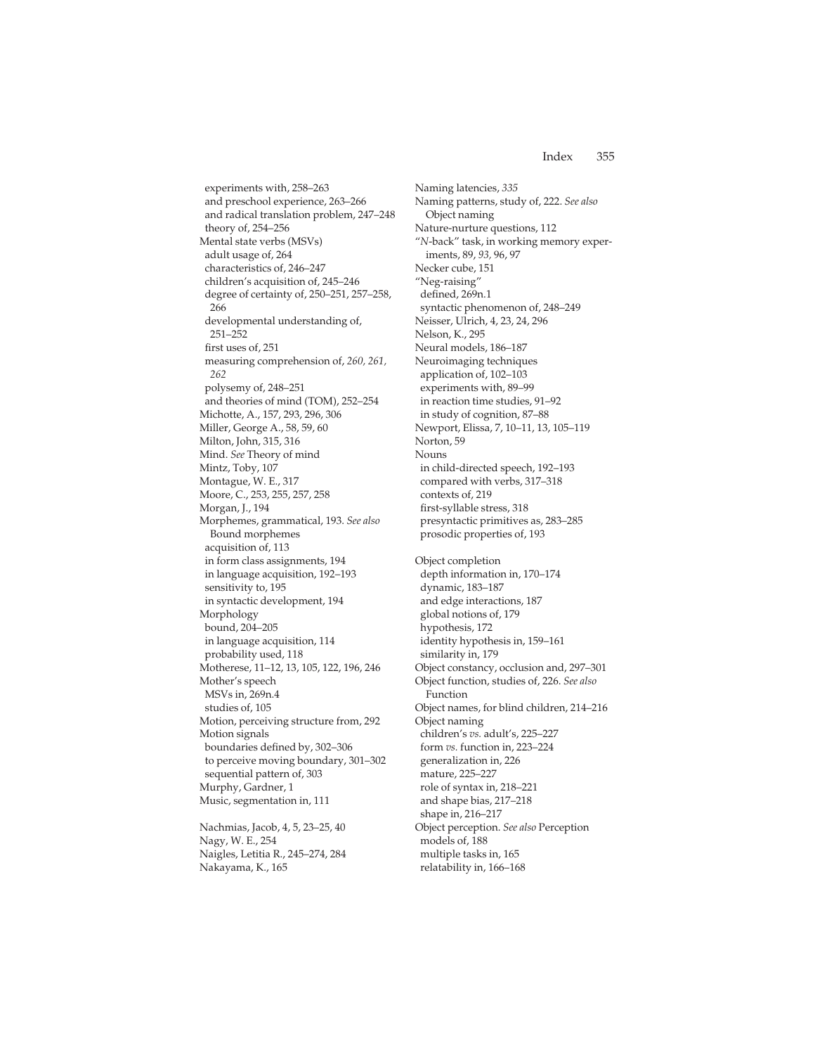experiments with, 258–263
and preschool experience, 263–266
and radical translation problem, 247–248
theory of, 254–256

Mental state verbs (MSVs)
adult usage of, 264
characteristics of, 246–247
children's acquisition of, 245–246
degree of certainty of, 250–251, 257–258, 266
developmental understanding of, 251–252
first uses of, 251
measuring comprehension of, *260, 261, 262*
polysemy of, 248–251
and theories of mind (TOM), 252–254

Michotte, A., 157, 293, 296, 306
Miller, George A., 58, 59, 60
Milton, John, 315, 316
Mind. *See* Theory of mind
Mintz, Toby, 107
Montague, W. E., 317
Moore, C., 253, 255, 257, 258
Morgan, J., 194
Morphemes, grammatical, 193. *See also* Bound morphemes
acquisition of, 113
in form class assignments, 194
in language acquisition, 192–193
sensitivity to, 195
in syntactic development, 194

Morphology
bound, 204–205
in language acquisition, 114
probability used, 118

Motherese, 11–12, 13, 105, 122, 196, 246
Mother's speech
MSVs in, 269n.4
studies of, 105

Motion, perceiving structure from, 292
Motion signals
boundaries defined by, 302–306
to perceive moving boundary, 301–302
sequential pattern of, 303

Murphy, Gardner, 1
Music, segmentation in, 111

Nachmias, Jacob, 4, 5, 23–25, 40
Nagy, W. E., 254
Naigles, Letitia R., 245–274, 284
Nakayama, K., 165
Naming latencies, *335*
Naming patterns, study of, 222. *See also* Object naming
Nature-nurture questions, 112
"*N*-back" task, in working memory experiments, 89, *93,* 96, 97
Necker cube, 151
"Neg-raising"
defined, 269n.1
syntactic phenomenon of, 248–249

Neisser, Ulrich, 4, 23, 24, 296
Nelson, K., 295
Neural models, 186–187
Neuroimaging techniques
application of, 102–103
experiments with, 89–99
in reaction time studies, 91–92
in study of cognition, 87–88

Newport, Elissa, 7, 10–11, 13, 105–119
Norton, 59
Nouns
in child-directed speech, 192–193
compared with verbs, 317–318
contexts of, 219
first-syllable stress, 318
presyntactic primitives as, 283–285
prosodic properties of, 193

Object completion
depth information in, 170–174
dynamic, 183–187
and edge interactions, 187
global notions of, 179
hypothesis, 172
identity hypothesis in, 159–161
similarity in, 179

Object constancy, occlusion and, 297–301
Object function, studies of, 226. *See also* Function
Object names, for blind children, 214–216
Object naming
children's *vs.* adult's, 225–227
form *vs.* function in, 223–224
generalization in, 226
mature, 225–227
role of syntax in, 218–221
and shape bias, 217–218
shape in, 216–217

Object perception. *See also* Perception
models of, 188
multiple tasks in, 165
relatability in, 166–168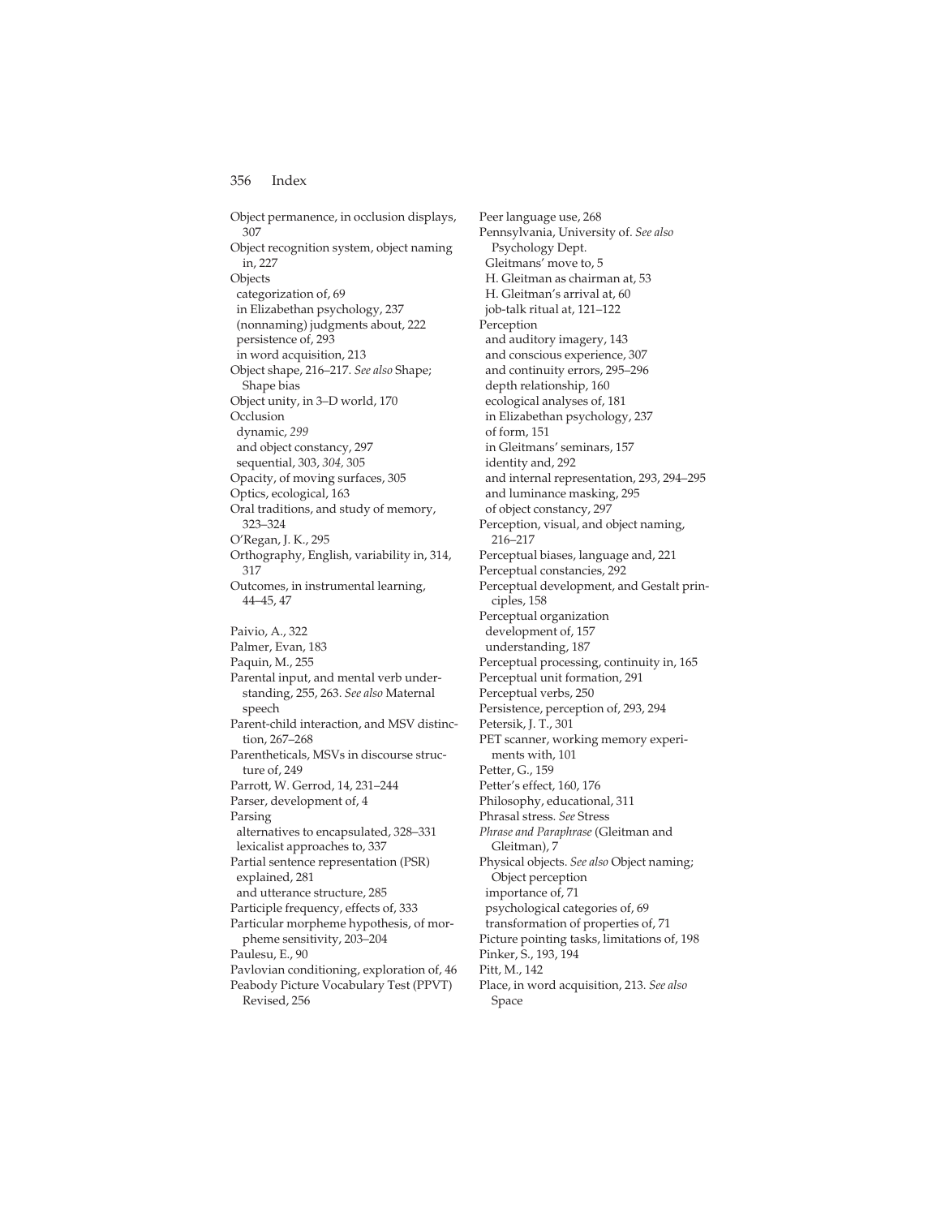Object permanence, in occlusion displays, 307
Object recognition system, object naming in, 227
Objects
 categorization of, 69
 in Elizabethan psychology, 237
 (nonnaming) judgments about, 222
 persistence of, 293
 in word acquisition, 213
Object shape, 216–217. *See also* Shape; Shape bias
Object unity, in 3–D world, 170
Occlusion
 dynamic, *299*
 and object constancy, 297
 sequential, 303, *304*, 305
Opacity, of moving surfaces, 305
Optics, ecological, 163
Oral traditions, and study of memory, 323–324
O'Regan, J. K., 295
Orthography, English, variability in, 314, 317
Outcomes, in instrumental learning, 44–45, 47

Paivio, A., 322
Palmer, Evan, 183
Paquin, M., 255
Parental input, and mental verb understanding, 255, 263. *See also* Maternal speech
Parent-child interaction, and MSV distinction, 267–268
Parentheticals, MSVs in discourse structure of, 249
Parrott, W. Gerrod, 14, 231–244
Parser, development of, 4
Parsing
 alternatives to encapsulated, 328–331
 lexicalist approaches to, 337
Partial sentence representation (PSR)
 explained, 281
 and utterance structure, 285
Participle frequency, effects of, 333
Particular morpheme hypothesis, of morpheme sensitivity, 203–204
Paulesu, E., 90
Pavlovian conditioning, exploration of, 46
Peabody Picture Vocabulary Test (PPVT) Revised, 256
Peer language use, 268
Pennsylvania, University of. *See also* Psychology Dept.
 Gleitmans' move to, 5
 H. Gleitman as chairman at, 53
 H. Gleitman's arrival at, 60
 job-talk ritual at, 121–122
Perception
 and auditory imagery, 143
 and conscious experience, 307
 and continuity errors, 295–296
 depth relationship, 160
 ecological analyses of, 181
 in Elizabethan psychology, 237
 of form, 151
 in Gleitmans' seminars, 157
 identity and, 292
 and internal representation, 293, 294–295
 and luminance masking, 295
 of object constancy, 297
Perception, visual, and object naming, 216–217
Perceptual biases, language and, 221
Perceptual constancies, 292
Perceptual development, and Gestalt principles, 158
Perceptual organization
 development of, 157
 understanding, 187
Perceptual processing, continuity in, 165
Perceptual unit formation, 291
Perceptual verbs, 250
Persistence, perception of, 293, 294
Petersik, J. T., 301
PET scanner, working memory experiments with, 101
Petter, G., 159
Petter's effect, 160, 176
Philosophy, educational, 311
Phrasal stress. *See* Stress
*Phrase and Paraphrase* (Gleitman and Gleitman), 7
Physical objects. *See also* Object naming; Object perception
 importance of, 71
 psychological categories of, 69
 transformation of properties of, 71
Picture pointing tasks, limitations of, 198
Pinker, S., 193, 194
Pitt, M., 142
Place, in word acquisition, 213. *See also* Space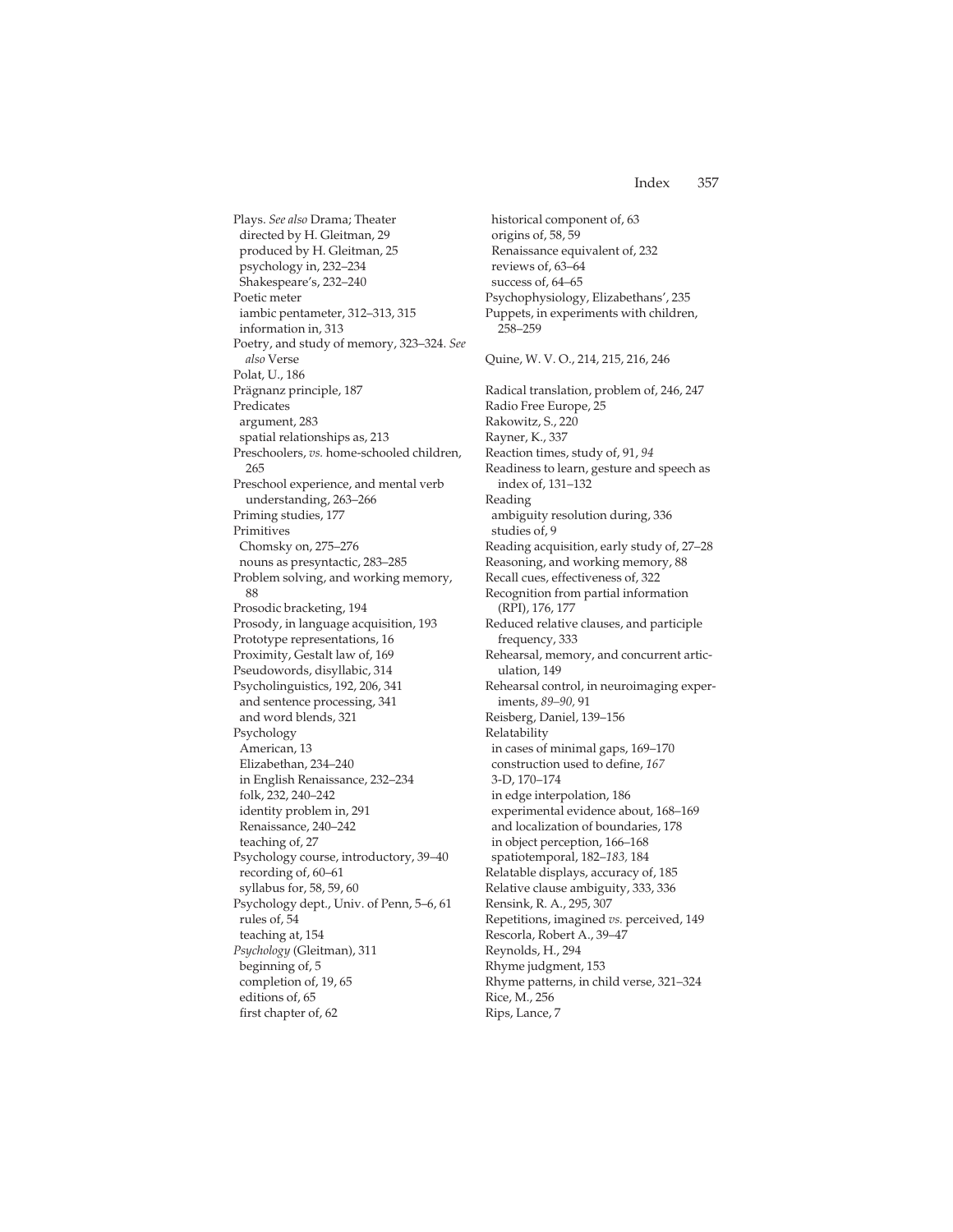Plays. *See also* Drama; Theater
 directed by H. Gleitman, 29
 produced by H. Gleitman, 25
 psychology in, 232–234
 Shakespeare's, 232–240
Poetic meter
 iambic pentameter, 312–313, 315
 information in, 313
Poetry, and study of memory, 323–324. *See also* Verse
Polat, U., 186
Prägnanz principle, 187
Predicates
 argument, 283
 spatial relationships as, 213
Preschoolers, *vs.* home-schooled children, 265
Preschool experience, and mental verb understanding, 263–266
Priming studies, 177
Primitives
 Chomsky on, 275–276
 nouns as presyntactic, 283–285
Problem solving, and working memory, 88
Prosodic bracketing, 194
Prosody, in language acquisition, 193
Prototype representations, 16
Proximity, Gestalt law of, 169
Pseudowords, disyllabic, 314
Psycholinguistics, 192, 206, 341
 and sentence processing, 341
 and word blends, 321
Psychology
 American, 13
 Elizabethan, 234–240
 in English Renaissance, 232–234
 folk, 232, 240–242
 identity problem in, 291
 Renaissance, 240–242
 teaching of, 27
Psychology course, introductory, 39–40
 recording of, 60–61
 syllabus for, 58, 59, 60
Psychology dept., Univ. of Penn, 5–6, 61
 rules of, 54
 teaching at, 154
*Psychology* (Gleitman), 311
 beginning of, 5
 completion of, 19, 65
 editions of, 65
 first chapter of, 62
 historical component of, 63
 origins of, 58, 59
 Renaissance equivalent of, 232
 reviews of, 63–64
 success of, 64–65
Psychophysiology, Elizabethans', 235
Puppets, in experiments with children, 258–259

Quine, W. V. O., 214, 215, 216, 246

Radical translation, problem of, 246, 247
Radio Free Europe, 25
Rakowitz, S., 220
Rayner, K., 337
Reaction times, study of, 91, *94*
Readiness to learn, gesture and speech as index of, 131–132
Reading
 ambiguity resolution during, 336
 studies of, 9
Reading acquisition, early study of, 27–28
Reasoning, and working memory, 88
Recall cues, effectiveness of, 322
Recognition from partial information (RPI), 176, 177
Reduced relative clauses, and participle frequency, 333
Rehearsal, memory, and concurrent articulation, 149
Rehearsal control, in neuroimaging experiments, *89–90,* 91
Reisberg, Daniel, 139–156
Relatability
 in cases of minimal gaps, 169–170
 construction used to define, *167*
 3-D, 170–174
 in edge interpolation, 186
 experimental evidence about, 168–169
 and localization of boundaries, 178
 in object perception, 166–168
 spatiotemporal, 182–*183,* 184
Relatable displays, accuracy of, 185
Relative clause ambiguity, 333, 336
Rensink, R. A., 295, 307
Repetitions, imagined *vs.* perceived, 149
Rescorla, Robert A., 39–47
Reynolds, H., 294
Rhyme judgment, 153
Rhyme patterns, in child verse, 321–324
Rice, M., 256
Rips, Lance, 7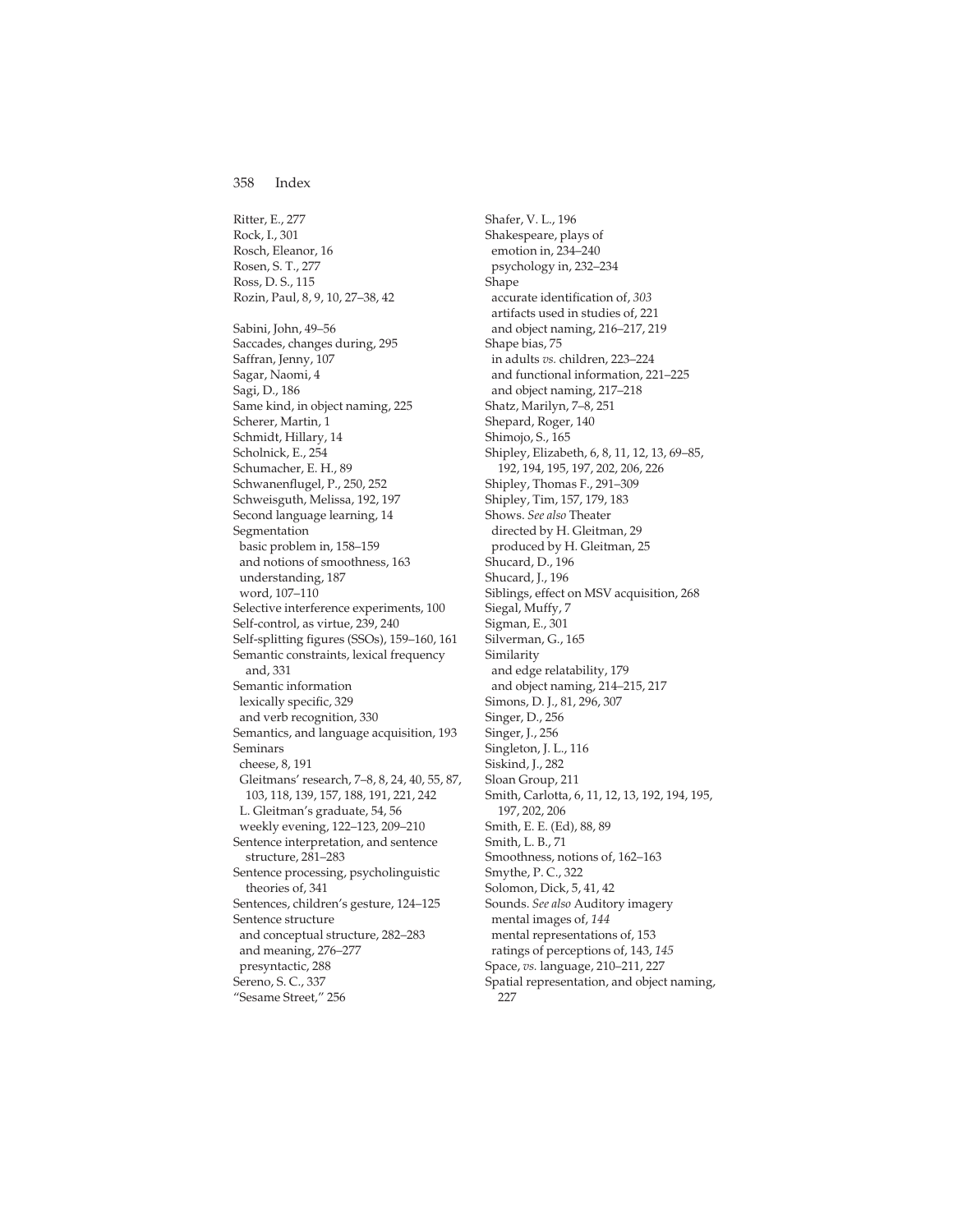Ritter, E., 277
Rock, I., 301
Rosch, Eleanor, 16
Rosen, S. T., 277
Ross, D. S., 115
Rozin, Paul, 8, 9, 10, 27–38, 42

Sabini, John, 49–56
Saccades, changes during, 295
Saffran, Jenny, 107
Sagar, Naomi, 4
Sagi, D., 186
Same kind, in object naming, 225
Scherer, Martin, 1
Schmidt, Hillary, 14
Scholnick, E., 254
Schumacher, E. H., 89
Schwanenflugel, P., 250, 252
Schweisguth, Melissa, 192, 197
Second language learning, 14
Segmentation
  basic problem in, 158–159
  and notions of smoothness, 163
  understanding, 187
  word, 107–110
Selective interference experiments, 100
Self-control, as virtue, 239, 240
Self-splitting figures (SSOs), 159–160, 161
Semantic constraints, lexical frequency and, 331
Semantic information
  lexically specific, 329
  and verb recognition, 330
Semantics, and language acquisition, 193
Seminars
  cheese, 8, 191
  Gleitmans' research, 7–8, 8, 24, 40, 55, 87, 103, 118, 139, 157, 188, 191, 221, 242
  L. Gleitman's graduate, 54, 56
  weekly evening, 122–123, 209–210
Sentence interpretation, and sentence structure, 281–283
Sentence processing, psycholinguistic theories of, 341
Sentences, children's gesture, 124–125
Sentence structure
  and conceptual structure, 282–283
  and meaning, 276–277
  presyntactic, 288
Sereno, S. C., 337
"Sesame Street," 256
Shafer, V. L., 196
Shakespeare, plays of
  emotion in, 234–240
  psychology in, 232–234
Shape
  accurate identification of, *303*
  artifacts used in studies of, 221
  and object naming, 216–217, 219
Shape bias, 75
  in adults *vs.* children, 223–224
  and functional information, 221–225
  and object naming, 217–218
Shatz, Marilyn, 7–8, 251
Shepard, Roger, 140
Shimojo, S., 165
Shipley, Elizabeth, 6, 8, 11, 12, 13, 69–85, 192, 194, 195, 197, 202, 206, 226
Shipley, Thomas F., 291–309
Shipley, Tim, 157, 179, 183
Shows. *See also* Theater
  directed by H. Gleitman, 29
  produced by H. Gleitman, 25
Shucard, D., 196
Shucard, J., 196
Siblings, effect on MSV acquisition, 268
Siegal, Muffy, 7
Sigman, E., 301
Silverman, G., 165
Similarity
  and edge relatability, 179
  and object naming, 214–215, 217
Simons, D. J., 81, 296, 307
Singer, D., 256
Singer, J., 256
Singleton, J. L., 116
Siskind, J., 282
Sloan Group, 211
Smith, Carlotta, 6, 11, 12, 13, 192, 194, 195, 197, 202, 206
Smith, E. E. (Ed), 88, 89
Smith, L. B., 71
Smoothness, notions of, 162–163
Smythe, P. C., 322
Solomon, Dick, 5, 41, 42
Sounds. *See also* Auditory imagery
  mental images of, *144*
  mental representations of, 153
  ratings of perceptions of, 143, *145*
Space, *vs.* language, 210–211, 227
Spatial representation, and object naming, 227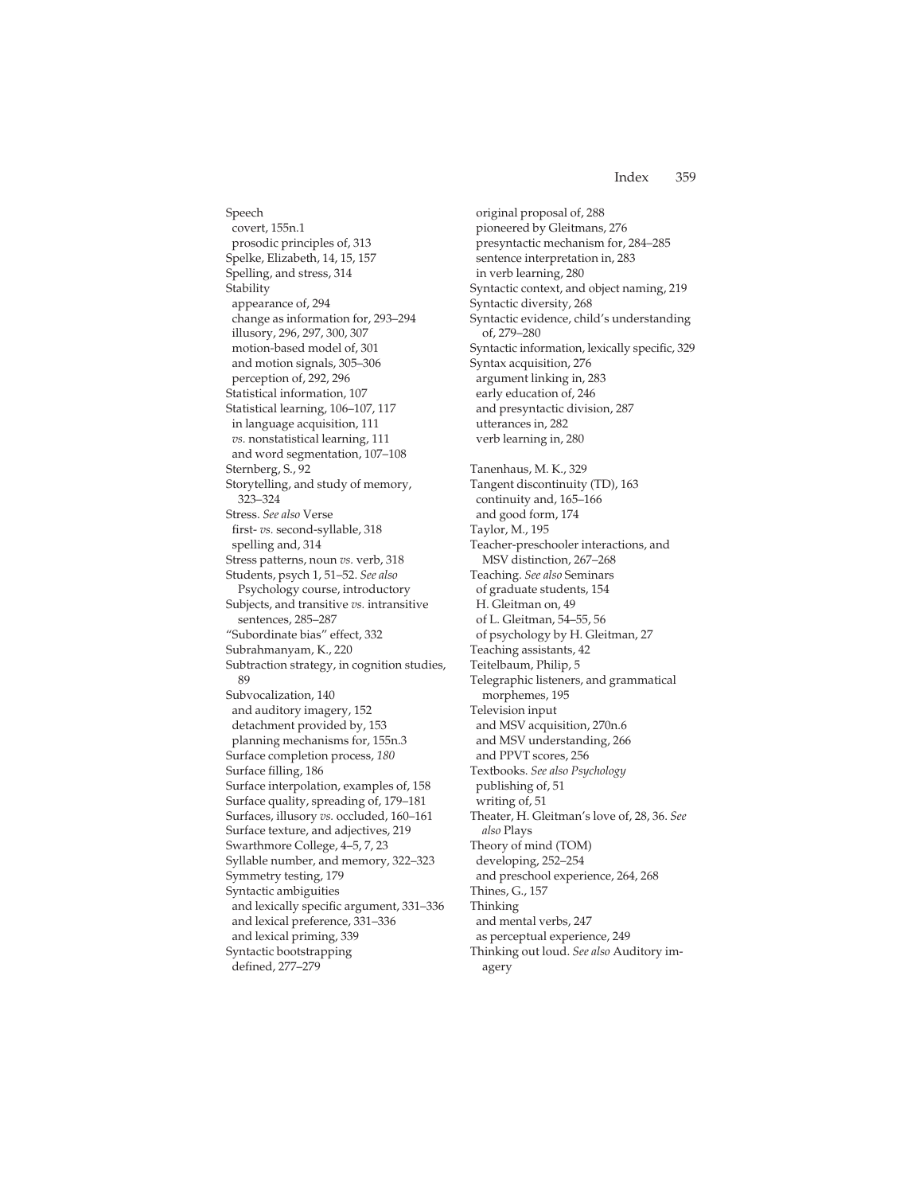Speech
  covert, 155n.1
  prosodic principles of, 313
Spelke, Elizabeth, 14, 15, 157
Spelling, and stress, 314
Stability
  appearance of, 294
  change as information for, 293–294
  illusory, 296, 297, 300, 307
  motion-based model of, 301
  and motion signals, 305–306
  perception of, 292, 296
Statistical information, 107
Statistical learning, 106–107, 117
  in language acquisition, 111
  *vs.* nonstatistical learning, 111
  and word segmentation, 107–108
Sternberg, S., 92
Storytelling, and study of memory, 323–324
Stress. *See also* Verse
  first- *vs.* second-syllable, 318
  spelling and, 314
Stress patterns, noun *vs.* verb, 318
Students, psych 1, 51–52. *See also* Psychology course, introductory
Subjects, and transitive *vs.* intransitive sentences, 285–287
"Subordinate bias" effect, 332
Subrahmanyam, K., 220
Subtraction strategy, in cognition studies, 89
Subvocalization, 140
  and auditory imagery, 152
  detachment provided by, 153
  planning mechanisms for, 155n.3
Surface completion process, *180*
Surface filling, 186
Surface interpolation, examples of, 158
Surface quality, spreading of, 179–181
Surfaces, illusory *vs.* occluded, 160–161
Surface texture, and adjectives, 219
Swarthmore College, 4–5, 7, 23
Syllable number, and memory, 322–323
Symmetry testing, 179
Syntactic ambiguities
  and lexically specific argument, 331–336
  and lexical preference, 331–336
  and lexical priming, 339
Syntactic bootstrapping
  defined, 277–279
  original proposal of, 288
  pioneered by Gleitmans, 276
  presyntactic mechanism for, 284–285
  sentence interpretation in, 283
  in verb learning, 280
Syntactic context, and object naming, 219
Syntactic diversity, 268
Syntactic evidence, child's understanding of, 279–280
Syntactic information, lexically specific, 329
Syntax acquisition, 276
  argument linking in, 283
  early education of, 246
  and presyntactic division, 287
  utterances in, 282
  verb learning in, 280

Tanenhaus, M. K., 329
Tangent discontinuity (TD), 163
  continuity and, 165–166
  and good form, 174
Taylor, M., 195
Teacher-preschooler interactions, and MSV distinction, 267–268
Teaching. *See also* Seminars
  of graduate students, 154
  H. Gleitman on, 49
  of L. Gleitman, 54–55, 56
  of psychology by H. Gleitman, 27
Teaching assistants, 42
Teitelbaum, Philip, 5
Telegraphic listeners, and grammatical morphemes, 195
Television input
  and MSV acquisition, 270n.6
  and MSV understanding, 266
  and PPVT scores, 256
Textbooks. *See also Psychology*
  publishing of, 51
  writing of, 51
Theater, H. Gleitman's love of, 28, 36. *See also* Plays
Theory of mind (TOM)
  developing, 252–254
  and preschool experience, 264, 268
Thines, G., 157
Thinking
  and mental verbs, 247
  as perceptual experience, 249
Thinking out loud. *See also* Auditory imagery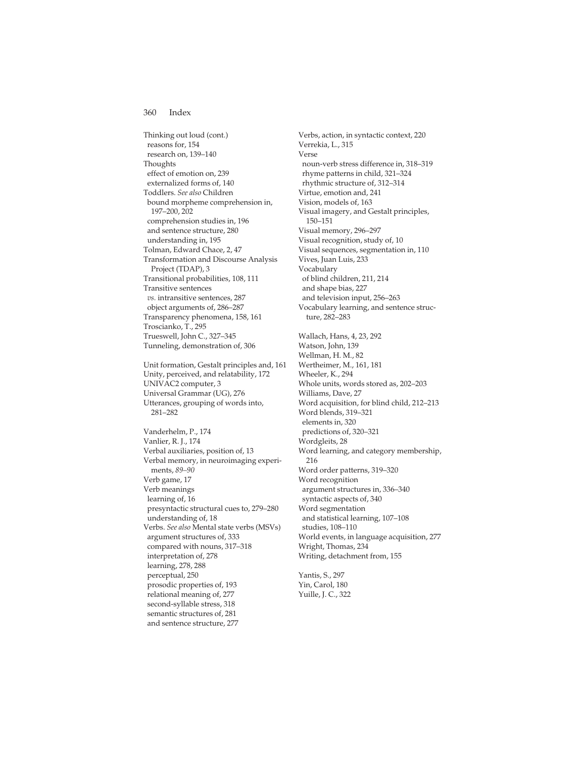Thinking out loud (cont.)
  reasons for, 154
  research on, 139–140
Thoughts
  effect of emotion on, 239
  externalized forms of, 140
Toddlers. *See also* Children
  bound morpheme comprehension in, 197–200, 202
  comprehension studies in, 196
  and sentence structure, 280
  understanding in, 195
Tolman, Edward Chace, 2, 47
Transformation and Discourse Analysis Project (TDAP), 3
Transitional probabilities, 108, 111
Transitive sentences
  *vs.* intransitive sentences, 287
  object arguments of, 286–287
Transparency phenomena, 158, 161
Troscianko, T., 295
Trueswell, John C., 327–345
Tunneling, demonstration of, 306

Unit formation, Gestalt principles and, 161
Unity, perceived, and relatability, 172
UNIVAC2 computer, 3
Universal Grammar (UG), 276
Utterances, grouping of words into, 281–282

Vanderhelm, P., 174
Vanlier, R. J., 174
Verbal auxiliaries, position of, 13
Verbal memory, in neuroimaging experiments, *89–90*
Verb game, 17
Verb meanings
  learning of, 16
  presyntactic structural cues to, 279–280
  understanding of, 18
Verbs. *See also* Mental state verbs (MSVs)
  argument structures of, 333
  compared with nouns, 317–318
  interpretation of, 278
  learning, 278, 288
  perceptual, 250
  prosodic properties of, 193
  relational meaning of, 277
  second-syllable stress, 318
  semantic structures of, 281
  and sentence structure, 277
Verbs, action, in syntactic context, 220
Verrekia, L., 315
Verse
  noun-verb stress difference in, 318–319
  rhyme patterns in child, 321–324
  rhythmic structure of, 312–314
Virtue, emotion and, 241
Vision, models of, 163
Visual imagery, and Gestalt principles, 150–151
Visual memory, 296–297
Visual recognition, study of, 10
Visual sequences, segmentation in, 110
Vives, Juan Luis, 233
Vocabulary
  of blind children, 211, 214
  and shape bias, 227
  and television input, 256–263
Vocabulary learning, and sentence structure, 282–283

Wallach, Hans, 4, 23, 292
Watson, John, 139
Wellman, H. M., 82
Wertheimer, M., 161, 181
Wheeler, K., 294
Whole units, words stored as, 202–203
Williams, Dave, 27
Word acquisition, for blind child, 212–213
Word blends, 319–321
  elements in, 320
  predictions of, 320–321
Wordgleits, 28
Word learning, and category membership, 216
Word order patterns, 319–320
Word recognition
  argument structures in, 336–340
  syntactic aspects of, 340
Word segmentation
  and statistical learning, 107–108
  studies, 108–110
World events, in language acquisition, 277
Wright, Thomas, 234
Writing, detachment from, 155

Yantis, S., 297
Yin, Carol, 180
Yuille, J. C., 322